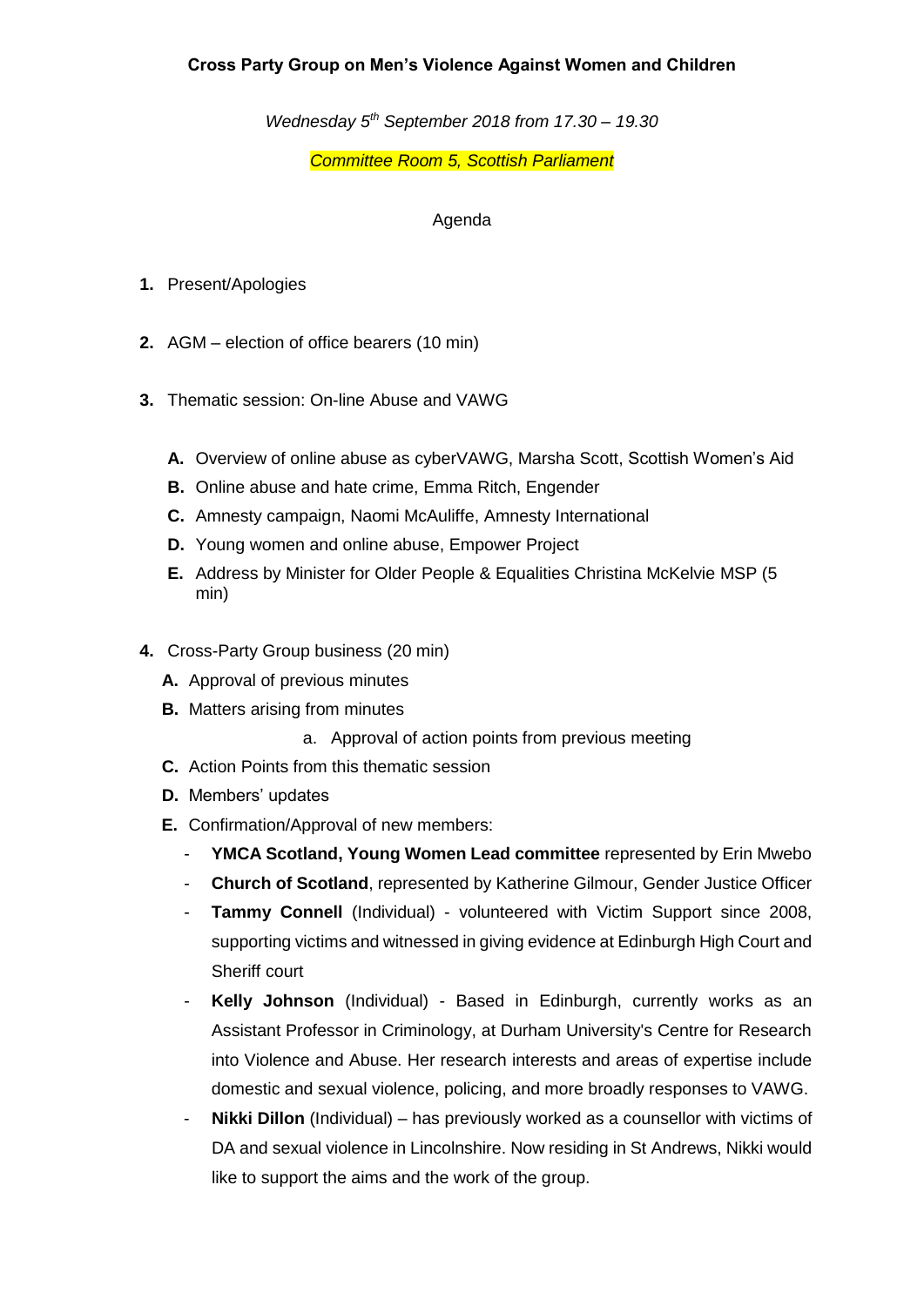**Cross Party Group on Men's Violence Against Women and Children**

*Wednesday 5th September 2018 from 17.30 – 19.30*

*Committee Room 5, Scottish Parliament*

Agenda

1. Present/Apologies

2. AGM – election of office bearers (10 min)

3. Thematic session: On-line Abuse and VAWG

   **A.** Overview of online abuse as cyberVAWG, Marsha Scott, Scottish Women's Aid
   **B.** Online abuse and hate crime, Emma Ritch, Engender
   **C.** Amnesty campaign, Naomi McAuliffe, Amnesty International
   **D.** Young women and online abuse, Empower Project
   **E.** Address by Minister for Older People & Equalities Christina McKelvie MSP (5 min)

4. Cross-Party Group business (20 min)

   **A.** Approval of previous minutes
   **B.** Matters arising from minutes
      a. Approval of action points from previous meeting
   **C.** Action Points from this thematic session
   **D.** Members' updates
   **E.** Confirmation/Approval of new members:
   - **YMCA Scotland, Young Women Lead committee** represented by Erin Mwebo
   - **Church of Scotland**, represented by Katherine Gilmour, Gender Justice Officer
   - **Tammy Connell** (Individual) - volunteered with Victim Support since 2008, supporting victims and witnessed in giving evidence at Edinburgh High Court and Sheriff court
   - **Kelly Johnson** (Individual) - Based in Edinburgh, currently works as an Assistant Professor in Criminology, at Durham University's Centre for Research into Violence and Abuse. Her research interests and areas of expertise include domestic and sexual violence, policing, and more broadly responses to VAWG.
   - **Nikki Dillon** (Individual) – has previously worked as a counsellor with victims of DA and sexual violence in Lincolnshire. Now residing in St Andrews, Nikki would like to support the aims and the work of the group.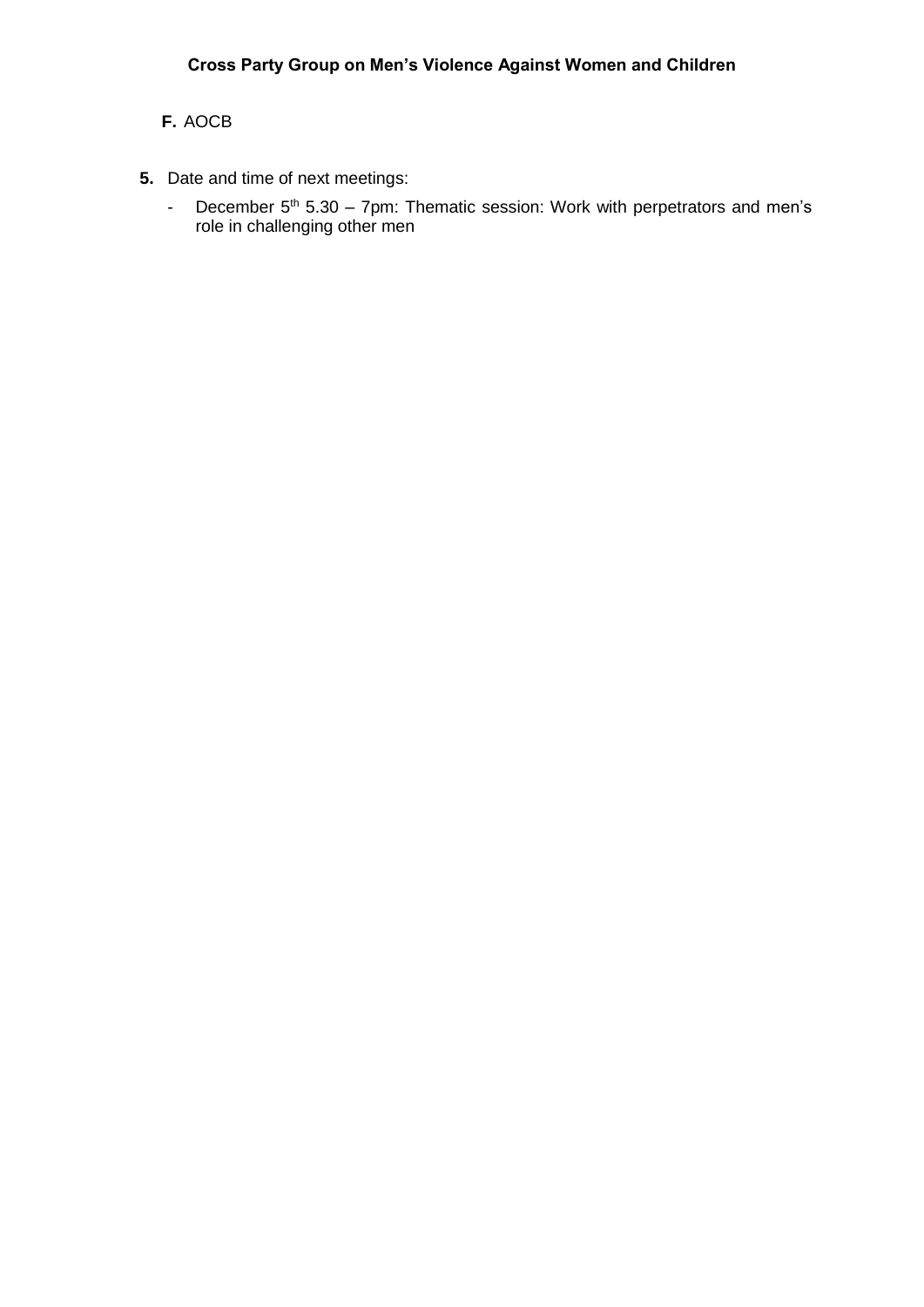**F.** AOCB

**5.** Date and time of next meetings:

- December 5th 5.30 – 7pm: Thematic session: Work with perpetrators and men's role in challenging other men